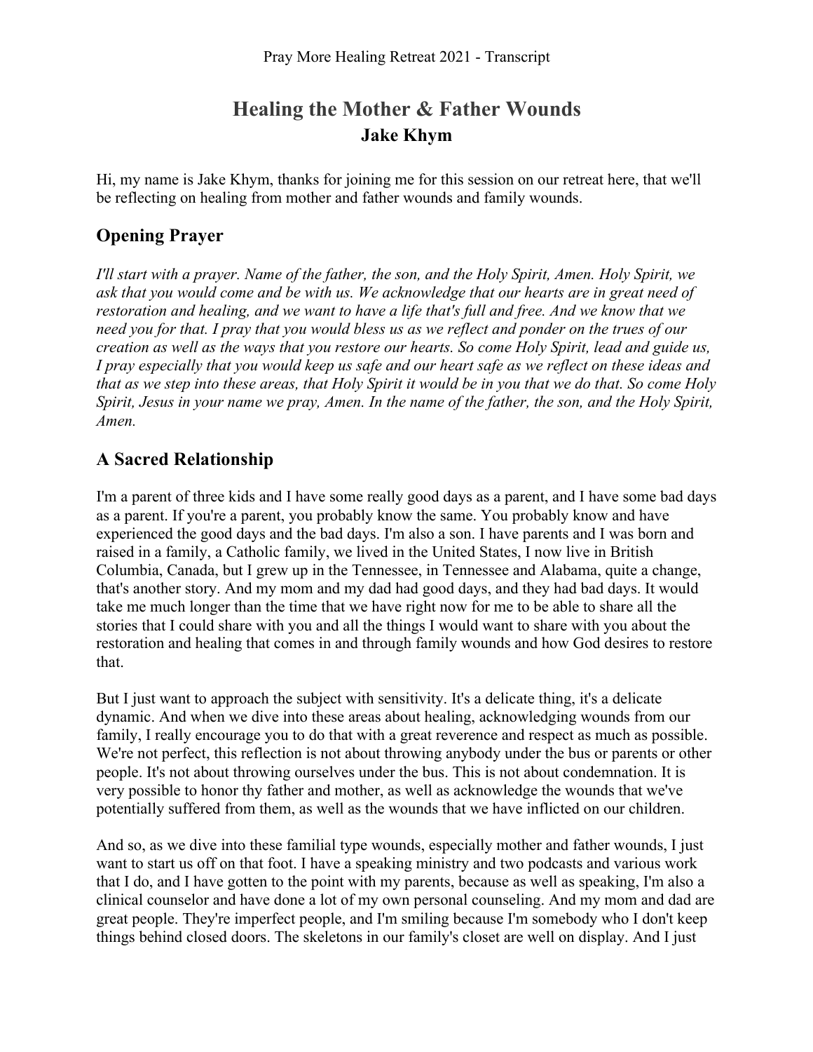# Healing the Mother & Father Wounds
**Jake Khym**

Hi, my name is Jake Khym, thanks for joining me for this session on our retreat here, that we'll be reflecting on healing from mother and father wounds and family wounds.

## Opening Prayer

*I'll start with a prayer. Name of the father, the son, and the Holy Spirit, Amen. Holy Spirit, we ask that you would come and be with us. We acknowledge that our hearts are in great need of restoration and healing, and we want to have a life that's full and free. And we know that we need you for that. I pray that you would bless us as we reflect and ponder on the trues of our creation as well as the ways that you restore our hearts. So come Holy Spirit, lead and guide us, I pray especially that you would keep us safe and our heart safe as we reflect on these ideas and that as we step into these areas, that Holy Spirit it would be in you that we do that. So come Holy Spirit, Jesus in your name we pray, Amen. In the name of the father, the son, and the Holy Spirit, Amen.*

## A Sacred Relationship

I'm a parent of three kids and I have some really good days as a parent, and I have some bad days as a parent. If you're a parent, you probably know the same. You probably know and have experienced the good days and the bad days. I'm also a son. I have parents and I was born and raised in a family, a Catholic family, we lived in the United States, I now live in British Columbia, Canada, but I grew up in the Tennessee, in Tennessee and Alabama, quite a change, that's another story. And my mom and my dad had good days, and they had bad days. It would take me much longer than the time that we have right now for me to be able to share all the stories that I could share with you and all the things I would want to share with you about the restoration and healing that comes in and through family wounds and how God desires to restore that.

But I just want to approach the subject with sensitivity. It's a delicate thing, it's a delicate dynamic. And when we dive into these areas about healing, acknowledging wounds from our family, I really encourage you to do that with a great reverence and respect as much as possible. We're not perfect, this reflection is not about throwing anybody under the bus or parents or other people. It's not about throwing ourselves under the bus. This is not about condemnation. It is very possible to honor thy father and mother, as well as acknowledge the wounds that we've potentially suffered from them, as well as the wounds that we have inflicted on our children.

And so, as we dive into these familial type wounds, especially mother and father wounds, I just want to start us off on that foot. I have a speaking ministry and two podcasts and various work that I do, and I have gotten to the point with my parents, because as well as speaking, I'm also a clinical counselor and have done a lot of my own personal counseling. And my mom and dad are great people. They're imperfect people, and I'm smiling because I'm somebody who I don't keep things behind closed doors. The skeletons in our family's closet are well on display. And I just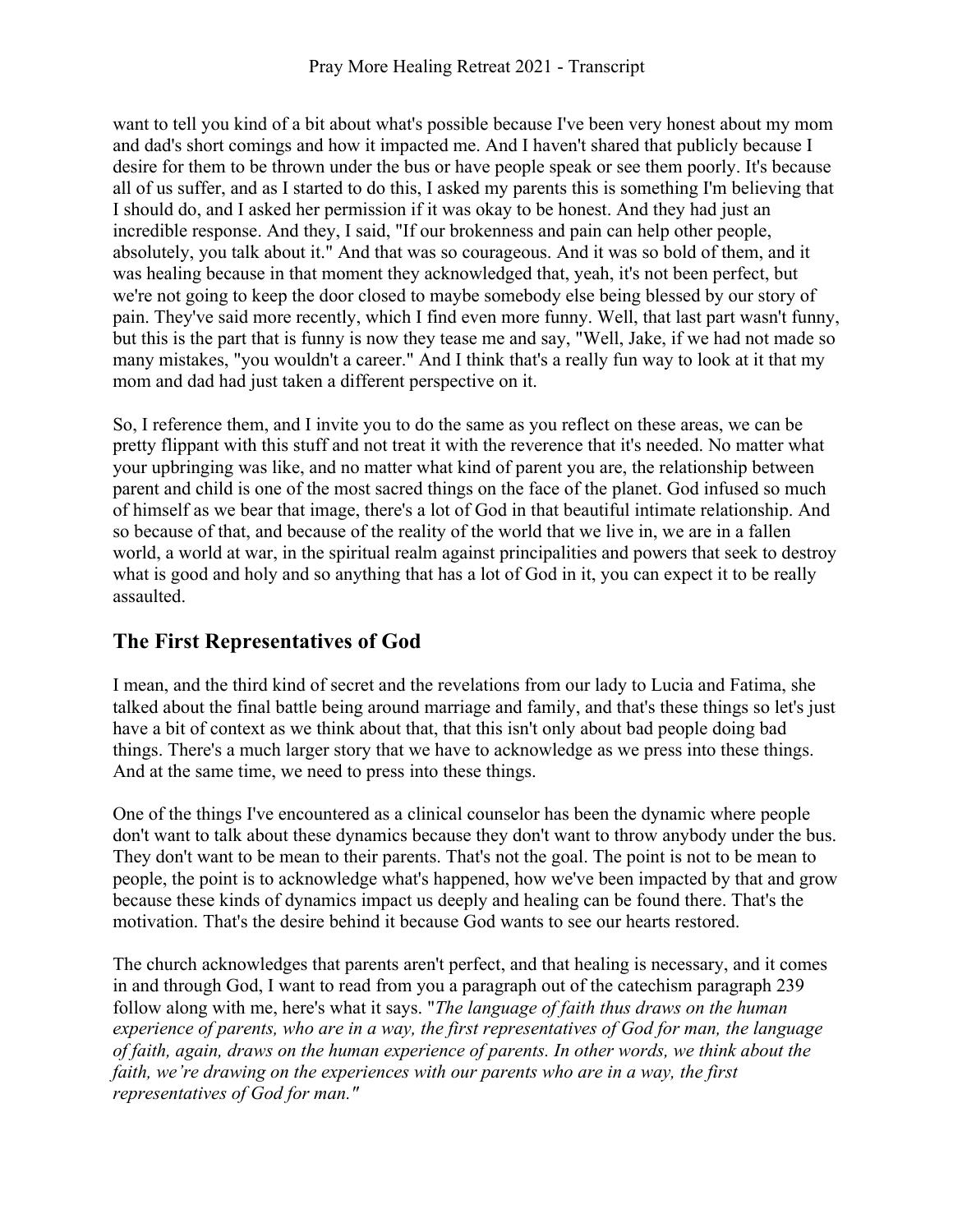want to tell you kind of a bit about what's possible because I've been very honest about my mom and dad's short comings and how it impacted me. And I haven't shared that publicly because I desire for them to be thrown under the bus or have people speak or see them poorly. It's because all of us suffer, and as I started to do this, I asked my parents this is something I'm believing that I should do, and I asked her permission if it was okay to be honest. And they had just an incredible response. And they, I said, "If our brokenness and pain can help other people, absolutely, you talk about it." And that was so courageous. And it was so bold of them, and it was healing because in that moment they acknowledged that, yeah, it's not been perfect, but we're not going to keep the door closed to maybe somebody else being blessed by our story of pain. They've said more recently, which I find even more funny. Well, that last part wasn't funny, but this is the part that is funny is now they tease me and say, "Well, Jake, if we had not made so many mistakes, "you wouldn't a career." And I think that's a really fun way to look at it that my mom and dad had just taken a different perspective on it.

So, I reference them, and I invite you to do the same as you reflect on these areas, we can be pretty flippant with this stuff and not treat it with the reverence that it's needed. No matter what your upbringing was like, and no matter what kind of parent you are, the relationship between parent and child is one of the most sacred things on the face of the planet. God infused so much of himself as we bear that image, there's a lot of God in that beautiful intimate relationship. And so because of that, and because of the reality of the world that we live in, we are in a fallen world, a world at war, in the spiritual realm against principalities and powers that seek to destroy what is good and holy and so anything that has a lot of God in it, you can expect it to be really assaulted.

## The First Representatives of God

I mean, and the third kind of secret and the revelations from our lady to Lucia and Fatima, she talked about the final battle being around marriage and family, and that's these things so let's just have a bit of context as we think about that, that this isn't only about bad people doing bad things. There's a much larger story that we have to acknowledge as we press into these things. And at the same time, we need to press into these things.

One of the things I've encountered as a clinical counselor has been the dynamic where people don't want to talk about these dynamics because they don't want to throw anybody under the bus. They don't want to be mean to their parents. That's not the goal. The point is not to be mean to people, the point is to acknowledge what's happened, how we've been impacted by that and grow because these kinds of dynamics impact us deeply and healing can be found there. That's the motivation. That's the desire behind it because God wants to see our hearts restored.

The church acknowledges that parents aren't perfect, and that healing is necessary, and it comes in and through God, I want to read from you a paragraph out of the catechism paragraph 239 follow along with me, here's what it says. "*The language of faith thus draws on the human experience of parents, who are in a way, the first representatives of God for man, the language of faith, again, draws on the human experience of parents. In other words, we think about the faith, we're drawing on the experiences with our parents who are in a way, the first representatives of God for man."*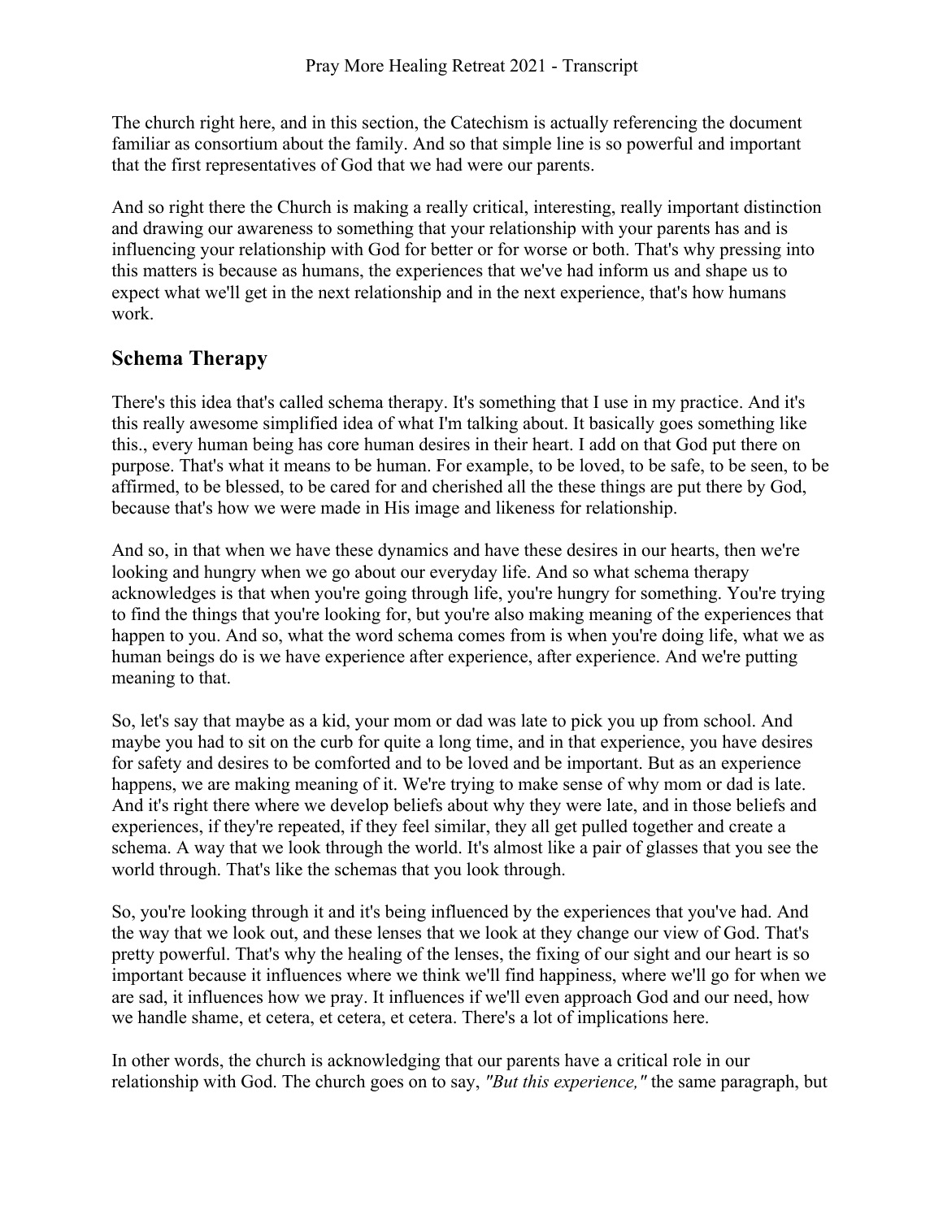The church right here, and in this section, the Catechism is actually referencing the document familiar as consortium about the family. And so that simple line is so powerful and important that the first representatives of God that we had were our parents.

And so right there the Church is making a really critical, interesting, really important distinction and drawing our awareness to something that your relationship with your parents has and is influencing your relationship with God for better or for worse or both. That's why pressing into this matters is because as humans, the experiences that we've had inform us and shape us to expect what we'll get in the next relationship and in the next experience, that's how humans work.

## Schema Therapy

There's this idea that's called schema therapy. It's something that I use in my practice. And it's this really awesome simplified idea of what I'm talking about. It basically goes something like this., every human being has core human desires in their heart. I add on that God put there on purpose. That's what it means to be human. For example, to be loved, to be safe, to be seen, to be affirmed, to be blessed, to be cared for and cherished all the these things are put there by God, because that's how we were made in His image and likeness for relationship.

And so, in that when we have these dynamics and have these desires in our hearts, then we're looking and hungry when we go about our everyday life. And so what schema therapy acknowledges is that when you're going through life, you're hungry for something. You're trying to find the things that you're looking for, but you're also making meaning of the experiences that happen to you. And so, what the word schema comes from is when you're doing life, what we as human beings do is we have experience after experience, after experience. And we're putting meaning to that.

So, let's say that maybe as a kid, your mom or dad was late to pick you up from school. And maybe you had to sit on the curb for quite a long time, and in that experience, you have desires for safety and desires to be comforted and to be loved and be important. But as an experience happens, we are making meaning of it. We're trying to make sense of why mom or dad is late. And it's right there where we develop beliefs about why they were late, and in those beliefs and experiences, if they're repeated, if they feel similar, they all get pulled together and create a schema. A way that we look through the world. It's almost like a pair of glasses that you see the world through. That's like the schemas that you look through.

So, you're looking through it and it's being influenced by the experiences that you've had. And the way that we look out, and these lenses that we look at they change our view of God. That's pretty powerful. That's why the healing of the lenses, the fixing of our sight and our heart is so important because it influences where we think we'll find happiness, where we'll go for when we are sad, it influences how we pray. It influences if we'll even approach God and our need, how we handle shame, et cetera, et cetera, et cetera. There's a lot of implications here.

In other words, the church is acknowledging that our parents have a critical role in our relationship with God. The church goes on to say, *"But this experience,"* the same paragraph, but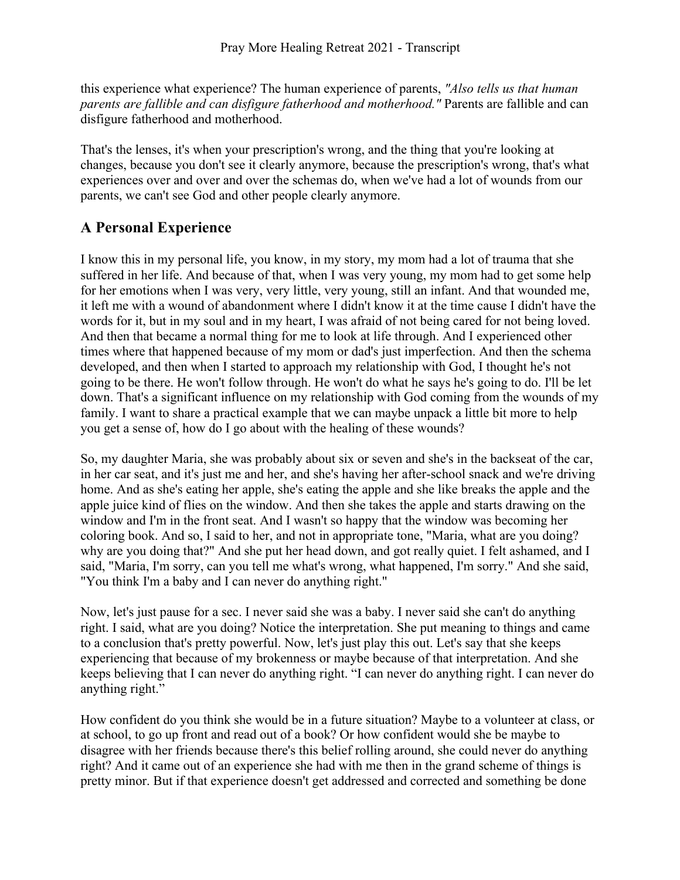this experience what experience? The human experience of parents, *"Also tells us that human parents are fallible and can disfigure fatherhood and motherhood."* Parents are fallible and can disfigure fatherhood and motherhood.

That's the lenses, it's when your prescription's wrong, and the thing that you're looking at changes, because you don't see it clearly anymore, because the prescription's wrong, that's what experiences over and over and over the schemas do, when we've had a lot of wounds from our parents, we can't see God and other people clearly anymore.

## A Personal Experience

I know this in my personal life, you know, in my story, my mom had a lot of trauma that she suffered in her life. And because of that, when I was very young, my mom had to get some help for her emotions when I was very, very little, very young, still an infant. And that wounded me, it left me with a wound of abandonment where I didn't know it at the time cause I didn't have the words for it, but in my soul and in my heart, I was afraid of not being cared for not being loved. And then that became a normal thing for me to look at life through. And I experienced other times where that happened because of my mom or dad's just imperfection. And then the schema developed, and then when I started to approach my relationship with God, I thought he's not going to be there. He won't follow through. He won't do what he says he's going to do. I'll be let down. That's a significant influence on my relationship with God coming from the wounds of my family. I want to share a practical example that we can maybe unpack a little bit more to help you get a sense of, how do I go about with the healing of these wounds?

So, my daughter Maria, she was probably about six or seven and she's in the backseat of the car, in her car seat, and it's just me and her, and she's having her after-school snack and we're driving home. And as she's eating her apple, she's eating the apple and she like breaks the apple and the apple juice kind of flies on the window. And then she takes the apple and starts drawing on the window and I'm in the front seat. And I wasn't so happy that the window was becoming her coloring book. And so, I said to her, and not in appropriate tone, "Maria, what are you doing? why are you doing that?" And she put her head down, and got really quiet. I felt ashamed, and I said, "Maria, I'm sorry, can you tell me what's wrong, what happened, I'm sorry." And she said, "You think I'm a baby and I can never do anything right."

Now, let's just pause for a sec. I never said she was a baby. I never said she can't do anything right. I said, what are you doing? Notice the interpretation. She put meaning to things and came to a conclusion that's pretty powerful. Now, let's just play this out. Let's say that she keeps experiencing that because of my brokenness or maybe because of that interpretation. And she keeps believing that I can never do anything right. "I can never do anything right. I can never do anything right."

How confident do you think she would be in a future situation? Maybe to a volunteer at class, or at school, to go up front and read out of a book? Or how confident would she be maybe to disagree with her friends because there's this belief rolling around, she could never do anything right? And it came out of an experience she had with me then in the grand scheme of things is pretty minor. But if that experience doesn't get addressed and corrected and something be done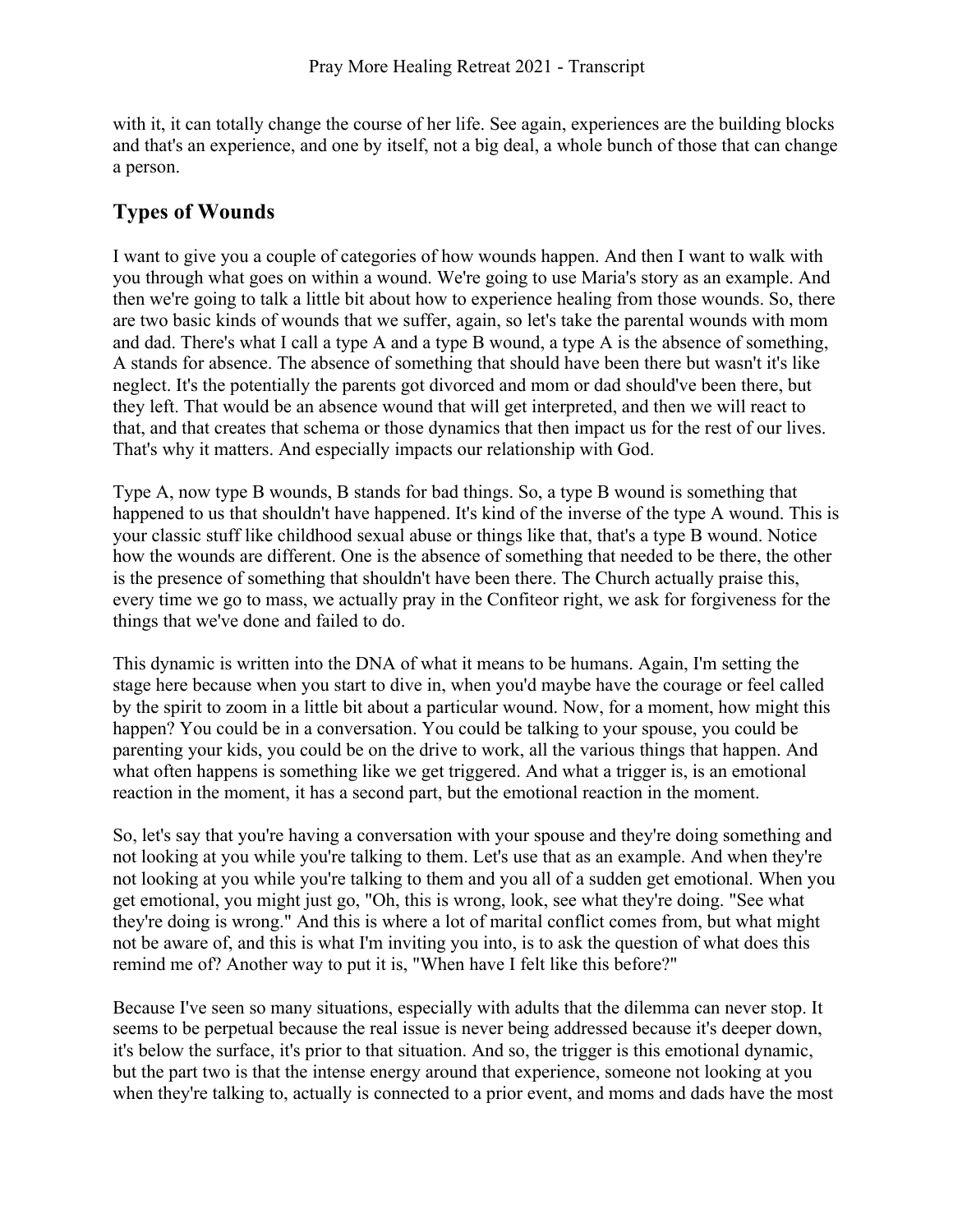with it, it can totally change the course of her life. See again, experiences are the building blocks and that's an experience, and one by itself, not a big deal, a whole bunch of those that can change a person.

## Types of Wounds

I want to give you a couple of categories of how wounds happen. And then I want to walk with you through what goes on within a wound. We're going to use Maria's story as an example. And then we're going to talk a little bit about how to experience healing from those wounds. So, there are two basic kinds of wounds that we suffer, again, so let's take the parental wounds with mom and dad. There's what I call a type A and a type B wound, a type A is the absence of something, A stands for absence. The absence of something that should have been there but wasn't it's like neglect. It's the potentially the parents got divorced and mom or dad should've been there, but they left. That would be an absence wound that will get interpreted, and then we will react to that, and that creates that schema or those dynamics that then impact us for the rest of our lives. That's why it matters. And especially impacts our relationship with God.

Type A, now type B wounds, B stands for bad things. So, a type B wound is something that happened to us that shouldn't have happened. It's kind of the inverse of the type A wound. This is your classic stuff like childhood sexual abuse or things like that, that's a type B wound. Notice how the wounds are different. One is the absence of something that needed to be there, the other is the presence of something that shouldn't have been there. The Church actually praise this, every time we go to mass, we actually pray in the Confiteor right, we ask for forgiveness for the things that we've done and failed to do.

This dynamic is written into the DNA of what it means to be humans. Again, I'm setting the stage here because when you start to dive in, when you'd maybe have the courage or feel called by the spirit to zoom in a little bit about a particular wound. Now, for a moment, how might this happen? You could be in a conversation. You could be talking to your spouse, you could be parenting your kids, you could be on the drive to work, all the various things that happen. And what often happens is something like we get triggered. And what a trigger is, is an emotional reaction in the moment, it has a second part, but the emotional reaction in the moment.

So, let's say that you're having a conversation with your spouse and they're doing something and not looking at you while you're talking to them. Let's use that as an example. And when they're not looking at you while you're talking to them and you all of a sudden get emotional. When you get emotional, you might just go, "Oh, this is wrong, look, see what they're doing. "See what they're doing is wrong." And this is where a lot of marital conflict comes from, but what might not be aware of, and this is what I'm inviting you into, is to ask the question of what does this remind me of? Another way to put it is, "When have I felt like this before?"

Because I've seen so many situations, especially with adults that the dilemma can never stop. It seems to be perpetual because the real issue is never being addressed because it's deeper down, it's below the surface, it's prior to that situation. And so, the trigger is this emotional dynamic, but the part two is that the intense energy around that experience, someone not looking at you when they're talking to, actually is connected to a prior event, and moms and dads have the most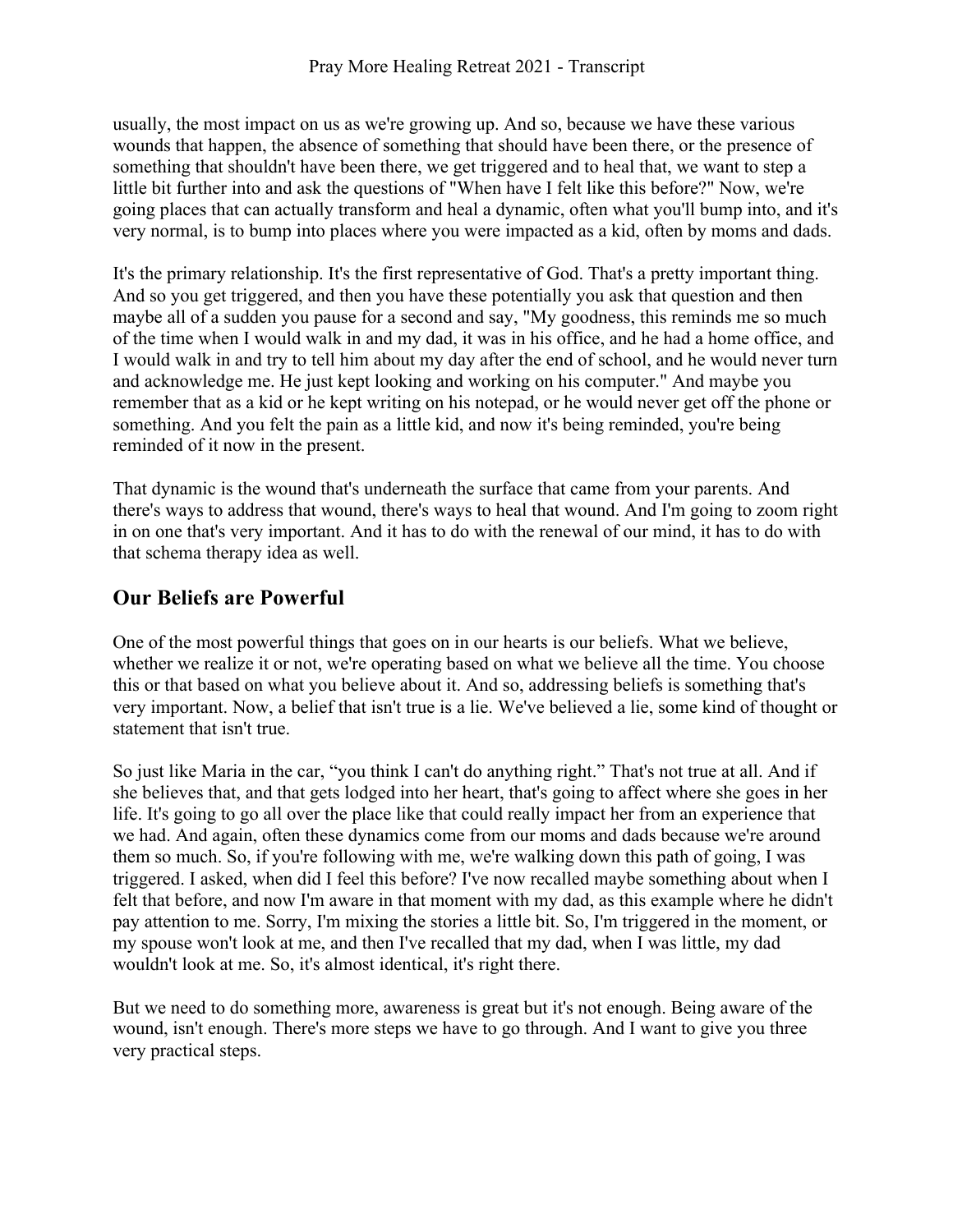usually, the most impact on us as we're growing up. And so, because we have these various wounds that happen, the absence of something that should have been there, or the presence of something that shouldn't have been there, we get triggered and to heal that, we want to step a little bit further into and ask the questions of "When have I felt like this before?" Now, we're going places that can actually transform and heal a dynamic, often what you'll bump into, and it's very normal, is to bump into places where you were impacted as a kid, often by moms and dads.

It's the primary relationship. It's the first representative of God. That's a pretty important thing. And so you get triggered, and then you have these potentially you ask that question and then maybe all of a sudden you pause for a second and say, "My goodness, this reminds me so much of the time when I would walk in and my dad, it was in his office, and he had a home office, and I would walk in and try to tell him about my day after the end of school, and he would never turn and acknowledge me. He just kept looking and working on his computer." And maybe you remember that as a kid or he kept writing on his notepad, or he would never get off the phone or something. And you felt the pain as a little kid, and now it's being reminded, you're being reminded of it now in the present.

That dynamic is the wound that's underneath the surface that came from your parents. And there's ways to address that wound, there's ways to heal that wound. And I'm going to zoom right in on one that's very important. And it has to do with the renewal of our mind, it has to do with that schema therapy idea as well.

## Our Beliefs are Powerful

One of the most powerful things that goes on in our hearts is our beliefs. What we believe, whether we realize it or not, we're operating based on what we believe all the time. You choose this or that based on what you believe about it. And so, addressing beliefs is something that's very important. Now, a belief that isn't true is a lie. We've believed a lie, some kind of thought or statement that isn't true.

So just like Maria in the car, "you think I can't do anything right." That's not true at all. And if she believes that, and that gets lodged into her heart, that's going to affect where she goes in her life. It's going to go all over the place like that could really impact her from an experience that we had. And again, often these dynamics come from our moms and dads because we're around them so much. So, if you're following with me, we're walking down this path of going, I was triggered. I asked, when did I feel this before? I've now recalled maybe something about when I felt that before, and now I'm aware in that moment with my dad, as this example where he didn't pay attention to me. Sorry, I'm mixing the stories a little bit. So, I'm triggered in the moment, or my spouse won't look at me, and then I've recalled that my dad, when I was little, my dad wouldn't look at me. So, it's almost identical, it's right there.

But we need to do something more, awareness is great but it's not enough. Being aware of the wound, isn't enough. There's more steps we have to go through. And I want to give you three very practical steps.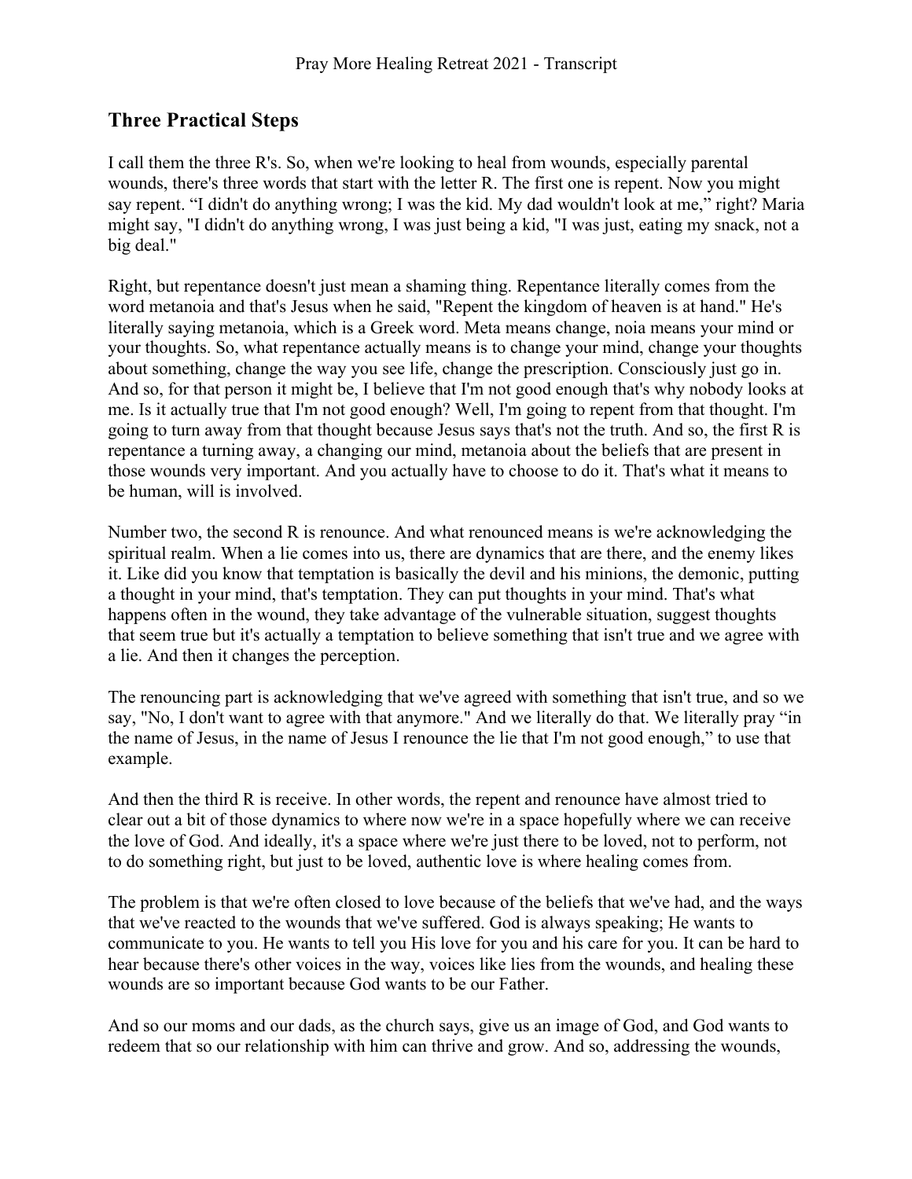## Three Practical Steps

I call them the three R's. So, when we're looking to heal from wounds, especially parental wounds, there's three words that start with the letter R. The first one is repent. Now you might say repent. “I didn't do anything wrong; I was the kid. My dad wouldn't look at me,” right? Maria might say, "I didn't do anything wrong, I was just being a kid, "I was just, eating my snack, not a big deal."

Right, but repentance doesn't just mean a shaming thing. Repentance literally comes from the word metanoia and that's Jesus when he said, "Repent the kingdom of heaven is at hand." He's literally saying metanoia, which is a Greek word. Meta means change, noia means your mind or your thoughts. So, what repentance actually means is to change your mind, change your thoughts about something, change the way you see life, change the prescription. Consciously just go in. And so, for that person it might be, I believe that I'm not good enough that's why nobody looks at me. Is it actually true that I'm not good enough? Well, I'm going to repent from that thought. I'm going to turn away from that thought because Jesus says that's not the truth. And so, the first R is repentance a turning away, a changing our mind, metanoia about the beliefs that are present in those wounds very important. And you actually have to choose to do it. That's what it means to be human, will is involved.

Number two, the second R is renounce. And what renounced means is we're acknowledging the spiritual realm. When a lie comes into us, there are dynamics that are there, and the enemy likes it. Like did you know that temptation is basically the devil and his minions, the demonic, putting a thought in your mind, that's temptation. They can put thoughts in your mind. That's what happens often in the wound, they take advantage of the vulnerable situation, suggest thoughts that seem true but it's actually a temptation to believe something that isn't true and we agree with a lie. And then it changes the perception.

The renouncing part is acknowledging that we've agreed with something that isn't true, and so we say, "No, I don't want to agree with that anymore." And we literally do that. We literally pray “in the name of Jesus, in the name of Jesus I renounce the lie that I'm not good enough,” to use that example.

And then the third R is receive. In other words, the repent and renounce have almost tried to clear out a bit of those dynamics to where now we're in a space hopefully where we can receive the love of God. And ideally, it's a space where we're just there to be loved, not to perform, not to do something right, but just to be loved, authentic love is where healing comes from.

The problem is that we're often closed to love because of the beliefs that we've had, and the ways that we've reacted to the wounds that we've suffered. God is always speaking; He wants to communicate to you. He wants to tell you His love for you and his care for you. It can be hard to hear because there's other voices in the way, voices like lies from the wounds, and healing these wounds are so important because God wants to be our Father.

And so our moms and our dads, as the church says, give us an image of God, and God wants to redeem that so our relationship with him can thrive and grow. And so, addressing the wounds,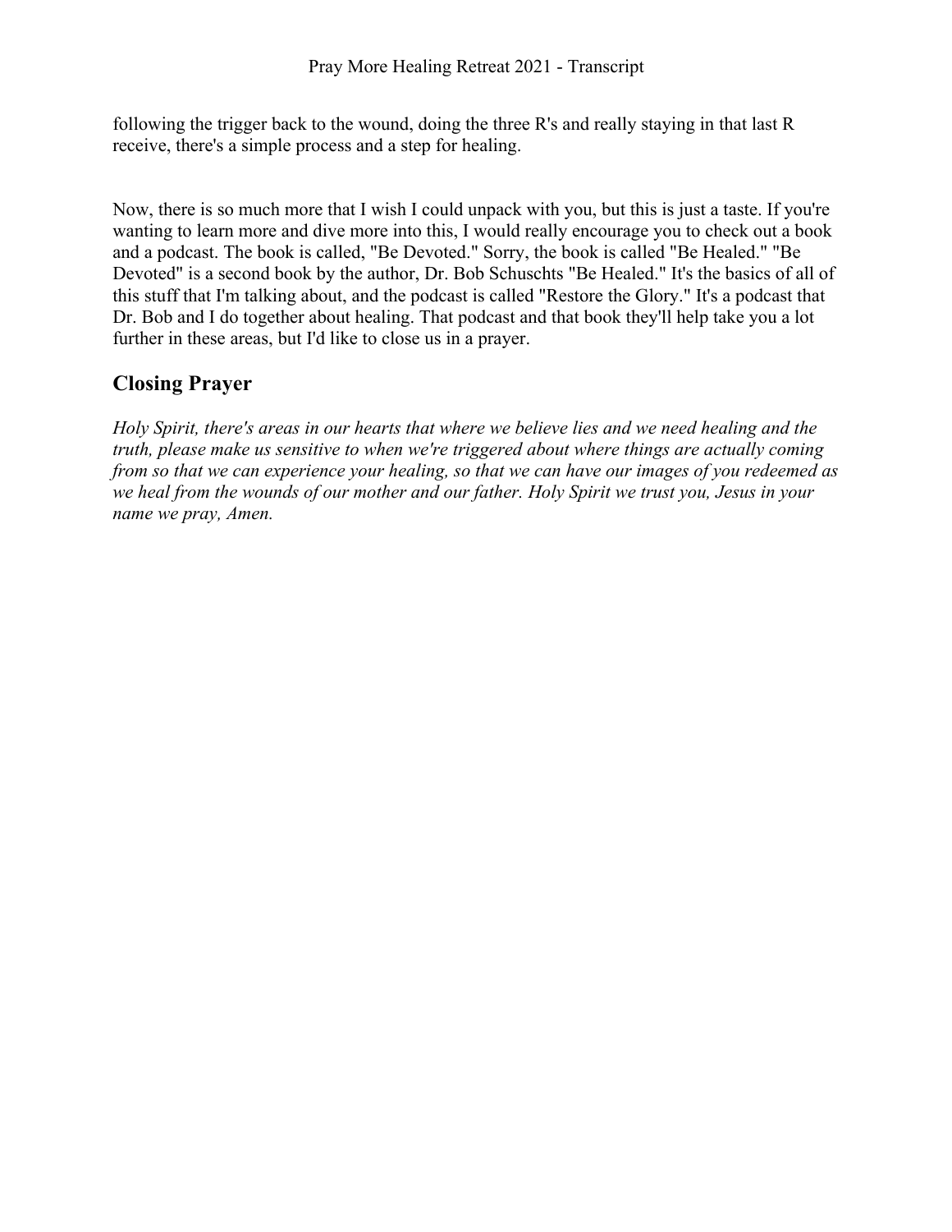following the trigger back to the wound, doing the three R's and really staying in that last R receive, there's a simple process and a step for healing.

Now, there is so much more that I wish I could unpack with you, but this is just a taste. If you're wanting to learn more and dive more into this, I would really encourage you to check out a book and a podcast. The book is called, "Be Devoted." Sorry, the book is called "Be Healed." "Be Devoted" is a second book by the author, Dr. Bob Schuschts "Be Healed." It's the basics of all of this stuff that I'm talking about, and the podcast is called "Restore the Glory." It's a podcast that Dr. Bob and I do together about healing. That podcast and that book they'll help take you a lot further in these areas, but I'd like to close us in a prayer.

## Closing Prayer

*Holy Spirit, there's areas in our hearts that where we believe lies and we need healing and the truth, please make us sensitive to when we're triggered about where things are actually coming from so that we can experience your healing, so that we can have our images of you redeemed as we heal from the wounds of our mother and our father. Holy Spirit we trust you, Jesus in your name we pray, Amen.*